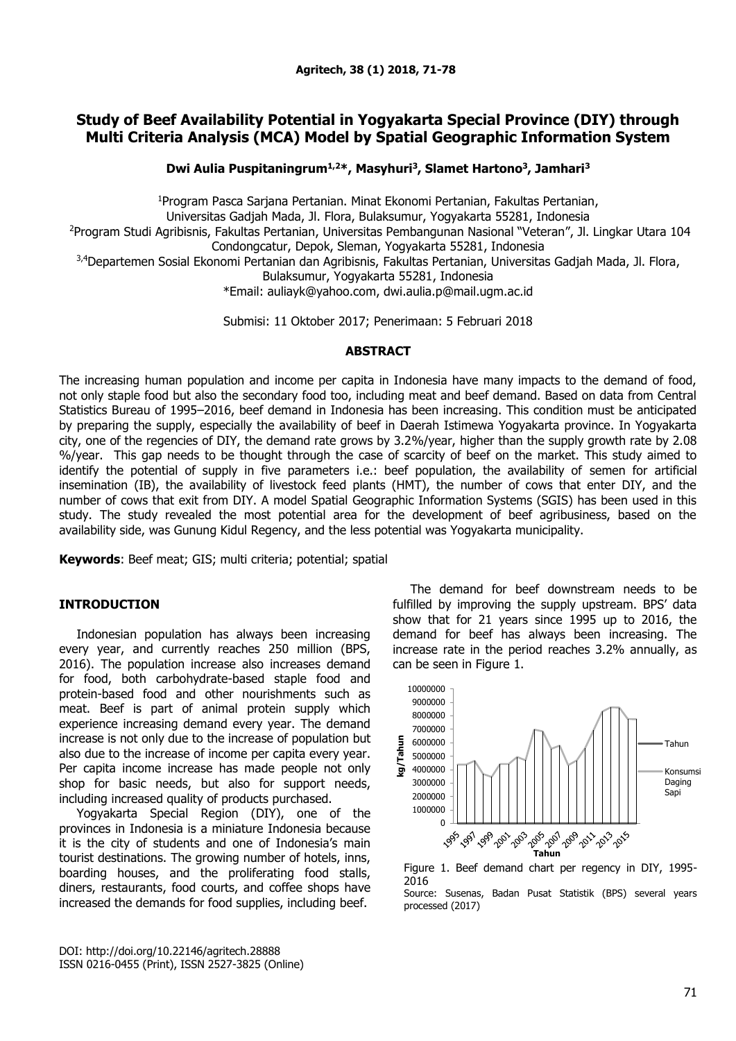# Study of Beef Availability Potential in Yogyakarta Special Province (DIY) through Multi Criteria Analysis (MCA) Model by Spatial Geographic Information System

**Dwi Aulia Puspitaningrum[1,2]*, Masyhuri[3], Slamet Hartono[3], Jamhari[3]**

[1]Program Pasca Sarjana Pertanian. Minat Ekonomi Pertanian, Fakultas Pertanian, Universitas Gadjah Mada, Jl. Flora, Bulaksumur, Yogyakarta 55281, Indonesia
[2]Program Studi Agribisnis, Fakultas Pertanian, Universitas Pembangunan Nasional "Veteran", Jl. Lingkar Utara 104 Condongcatur, Depok, Sleman, Yogyakarta 55281, Indonesia
[3,4]Departemen Sosial Ekonomi Pertanian dan Agribisnis, Fakultas Pertanian, Universitas Gadjah Mada, Jl. Flora, Bulaksumur, Yogyakarta 55281, Indonesia
*Email: auliayk@yahoo.com, dwi.aulia.p@mail.ugm.ac.id

Submisi: 11 Oktober 2017; Penerimaan: 5 Februari 2018

## ABSTRACT

The increasing human population and income per capita in Indonesia have many impacts to the demand of food, not only staple food but also the secondary food too, including meat and beef demand. Based on data from Central Statistics Bureau of 1995–2016, beef demand in Indonesia has been increasing. This condition must be anticipated by preparing the supply, especially the availability of beef in Daerah Istimewa Yogyakarta province. In Yogyakarta city, one of the regencies of DIY, the demand rate grows by 3.2%/year, higher than the supply growth rate by 2.08 %/year. This gap needs to be thought through the case of scarcity of beef on the market. This study aimed to identify the potential of supply in five parameters i.e.: beef population, the availability of semen for artificial insemination (IB), the availability of livestock feed plants (HMT), the number of cows that enter DIY, and the number of cows that exit from DIY. A model Spatial Geographic Information Systems (SGIS) has been used in this study. The study revealed the most potential area for the development of beef agribusiness, based on the availability side, was Gunung Kidul Regency, and the less potential was Yogyakarta municipality.

**Keywords**: Beef meat; GIS; multi criteria; potential; spatial

## INTRODUCTION

Indonesian population has always been increasing every year, and currently reaches 250 million (BPS, 2016). The population increase also increases demand for food, both carbohydrate-based staple food and protein-based food and other nourishments such as meat. Beef is part of animal protein supply which experience increasing demand every year. The demand increase is not only due to the increase of population but also due to the increase of income per capita every year. Per capita income increase has made people not only shop for basic needs, but also for support needs, including increased quality of products purchased.

Yogyakarta Special Region (DIY), one of the provinces in Indonesia is a miniature Indonesia because it is the city of students and one of Indonesia's main tourist destinations. The growing number of hotels, inns, boarding houses, and the proliferating food stalls, diners, restaurants, food courts, and coffee shops have increased the demands for food supplies, including beef.

The demand for beef downstream needs to be fulfilled by improving the supply upstream. BPS' data show that for 21 years since 1995 up to 2016, the demand for beef has always been increasing. The increase rate in the period reaches 3.2% annually, as can be seen in Figure 1.

Figure 1. Beef demand chart per regency in DIY, 1995-2016
Source: Susenas, Badan Pusat Statistik (BPS) several years processed (2017)

DOI: http://doi.org/10.22146/agritech.28888
ISSN 0216-0455 (Print), ISSN 2527-3825 (Online)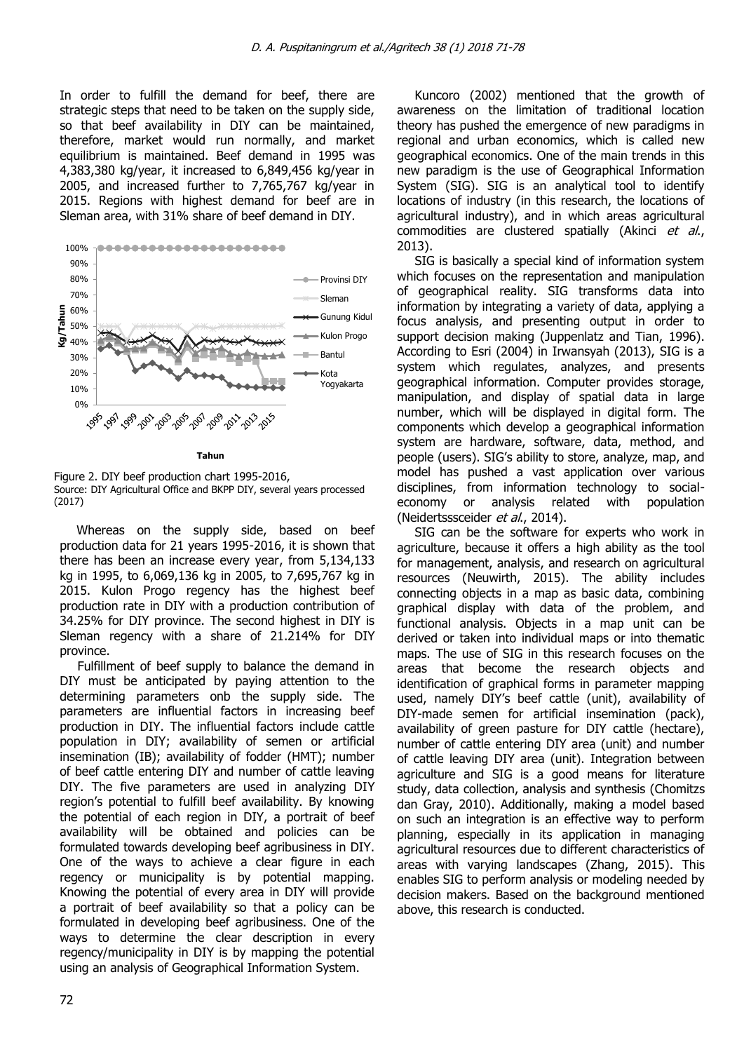In order to fulfill the demand for beef, there are strategic steps that need to be taken on the supply side, so that beef availability in DIY can be maintained, therefore, market would run normally, and market equilibrium is maintained. Beef demand in 1995 was 4,383,380 kg/year, it increased to 6,849,456 kg/year in 2005, and increased further to 7,765,767 kg/year in 2015. Regions with highest demand for beef are in Sleman area, with 31% share of beef demand in DIY.

Figure 2. DIY beef production chart 1995-2016,
Source: DIY Agricultural Office and BKPP DIY, several years processed (2017)

Whereas on the supply side, based on beef production data for 21 years 1995-2016, it is shown that there has been an increase every year, from 5,134,133 kg in 1995, to 6,069,136 kg in 2005, to 7,695,767 kg in 2015. Kulon Progo regency has the highest beef production rate in DIY with a production contribution of 34.25% for DIY province. The second highest in DIY is Sleman regency with a share of 21.214% for DIY province.

Fulfillment of beef supply to balance the demand in DIY must be anticipated by paying attention to the determining parameters onb the supply side. The parameters are influential factors in increasing beef production in DIY. The influential factors include cattle population in DIY; availability of semen or artificial insemination (IB); availability of fodder (HMT); number of beef cattle entering DIY and number of cattle leaving DIY. The five parameters are used in analyzing DIY region's potential to fulfill beef availability. By knowing the potential of each region in DIY, a portrait of beef availability will be obtained and policies can be formulated towards developing beef agribusiness in DIY. One of the ways to achieve a clear figure in each regency or municipality is by potential mapping. Knowing the potential of every area in DIY will provide a portrait of beef availability so that a policy can be formulated in developing beef agribusiness. One of the ways to determine the clear description in every regency/municipality in DIY is by mapping the potential using an analysis of Geographical Information System.

Kuncoro (2002) mentioned that the growth of awareness on the limitation of traditional location theory has pushed the emergence of new paradigms in regional and urban economics, which is called new geographical economics. One of the main trends in this new paradigm is the use of Geographical Information System (SIG). SIG is an analytical tool to identify locations of industry (in this research, the locations of agricultural industry), and in which areas agricultural commodities are clustered spatially (Akinci *et al.*, 2013).

SIG is basically a special kind of information system which focuses on the representation and manipulation of geographical reality. SIG transforms data into information by integrating a variety of data, applying a focus analysis, and presenting output in order to support decision making (Juppenlatz and Tian, 1996). According to Esri (2004) in Irwansyah (2013), SIG is a system which regulates, analyzes, and presents geographical information. Computer provides storage, manipulation, and display of spatial data in large number, which will be displayed in digital form. The components which develop a geographical information system are hardware, software, data, method, and people (users). SIG's ability to store, analyze, map, and model has pushed a vast application over various disciplines, from information technology to social-economy or analysis related with population (Neidertsssceider *et al.*, 2014).

SIG can be the software for experts who work in agriculture, because it offers a high ability as the tool for management, analysis, and research on agricultural resources (Neuwirth, 2015). The ability includes connecting objects in a map as basic data, combining graphical display with data of the problem, and functional analysis. Objects in a map unit can be derived or taken into individual maps or into thematic maps. The use of SIG in this research focuses on the areas that become the research objects and identification of graphical forms in parameter mapping used, namely DIY's beef cattle (unit), availability of DIY-made semen for artificial insemination (pack), availability of green pasture for DIY cattle (hectare), number of cattle entering DIY area (unit) and number of cattle leaving DIY area (unit). Integration between agriculture and SIG is a good means for literature study, data collection, analysis and synthesis (Chomitzs dan Gray, 2010). Additionally, making a model based on such an integration is an effective way to perform planning, especially in its application in managing agricultural resources due to different characteristics of areas with varying landscapes (Zhang, 2015). This enables SIG to perform analysis or modeling needed by decision makers. Based on the background mentioned above, this research is conducted.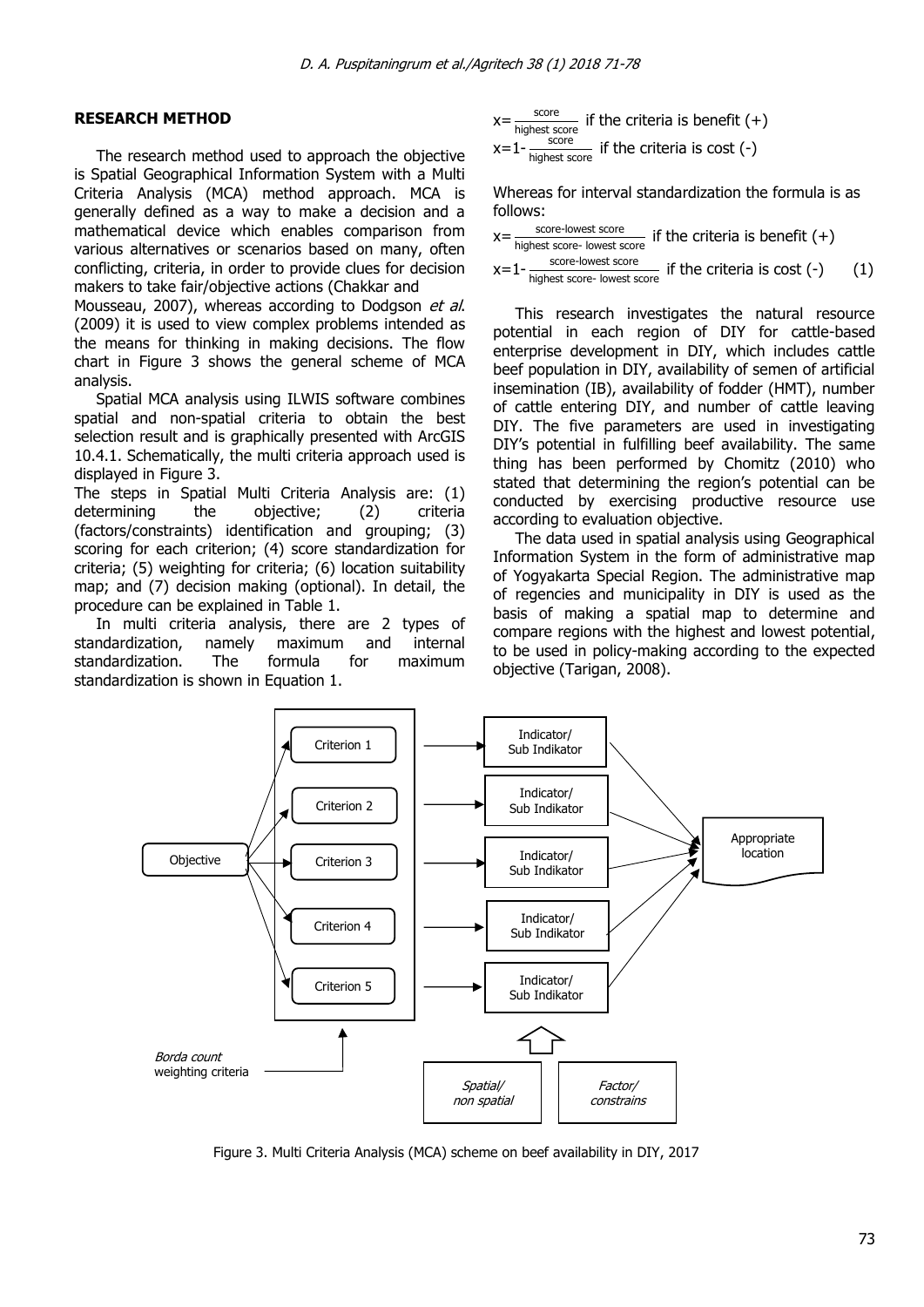## RESEARCH METHOD

The research method used to approach the objective is Spatial Geographical Information System with a Multi Criteria Analysis (MCA) method approach. MCA is generally defined as a way to make a decision and a mathematical device which enables comparison from various alternatives or scenarios based on many, often conflicting, criteria, in order to provide clues for decision makers to take fair/objective actions (Chakkar and Mousseau, 2007), whereas according to Dodgson *et al.* (2009) it is used to view complex problems intended as the means for thinking in making decisions. The flow chart in Figure 3 shows the general scheme of MCA analysis.

Spatial MCA analysis using ILWIS software combines spatial and non-spatial criteria to obtain the best selection result and is graphically presented with ArcGIS 10.4.1. Schematically, the multi criteria approach used is displayed in Figure 3.

The steps in Spatial Multi Criteria Analysis are: (1) determining the objective; (2) criteria (factors/constraints) identification and grouping; (3) scoring for each criterion; (4) score standardization for criteria; (5) weighting for criteria; (6) location suitability map; and (7) decision making (optional). In detail, the procedure can be explained in Table 1.

In multi criteria analysis, there are 2 types of standardization, namely maximum and internal standardization. The formula for maximum standardization is shown in Equation 1.

$$x = \frac{\text{score}}{\text{highest score}} \text{ if the criteria is benefit (+)}$$

$$x = 1 - \frac{\text{score}}{\text{highest score}} \text{ if the criteria is cost (-)}$$

Whereas for interval standardization the formula is as follows:

$$x = \frac{\text{score-lowest score}}{\text{highest score- lowest score}} \text{ if the criteria is benefit (+)}$$

$$x = 1 - \frac{\text{score-lowest score}}{\text{highest score- lowest score}} \text{ if the criteria is cost (-)} \quad (1)$$

This research investigates the natural resource potential in each region of DIY for cattle-based enterprise development in DIY, which includes cattle beef population in DIY, availability of semen of artificial insemination (IB), availability of fodder (HMT), number of cattle entering DIY, and number of cattle leaving DIY. The five parameters are used in investigating DIY's potential in fulfilling beef availability. The same thing has been performed by Chomitz (2010) who stated that determining the region's potential can be conducted by exercising productive resource use according to evaluation objective.

The data used in spatial analysis using Geographical Information System in the form of administrative map of Yogyakarta Special Region. The administrative map of regencies and municipality in DIY is used as the basis of making a spatial map to determine and compare regions with the highest and lowest potential, to be used in policy-making according to the expected objective (Tarigan, 2008).

Objective → Criterion 1, Criterion 2, Criterion 3, Criterion 4, Criterion 5 → Indicator/ Sub Indikator (×5) → Appropriate location

*Borda count* weighting criteria

*Spatial/ non spatial* — *Factor/ constrains*

Figure 3. Multi Criteria Analysis (MCA) scheme on beef availability in DIY, 2017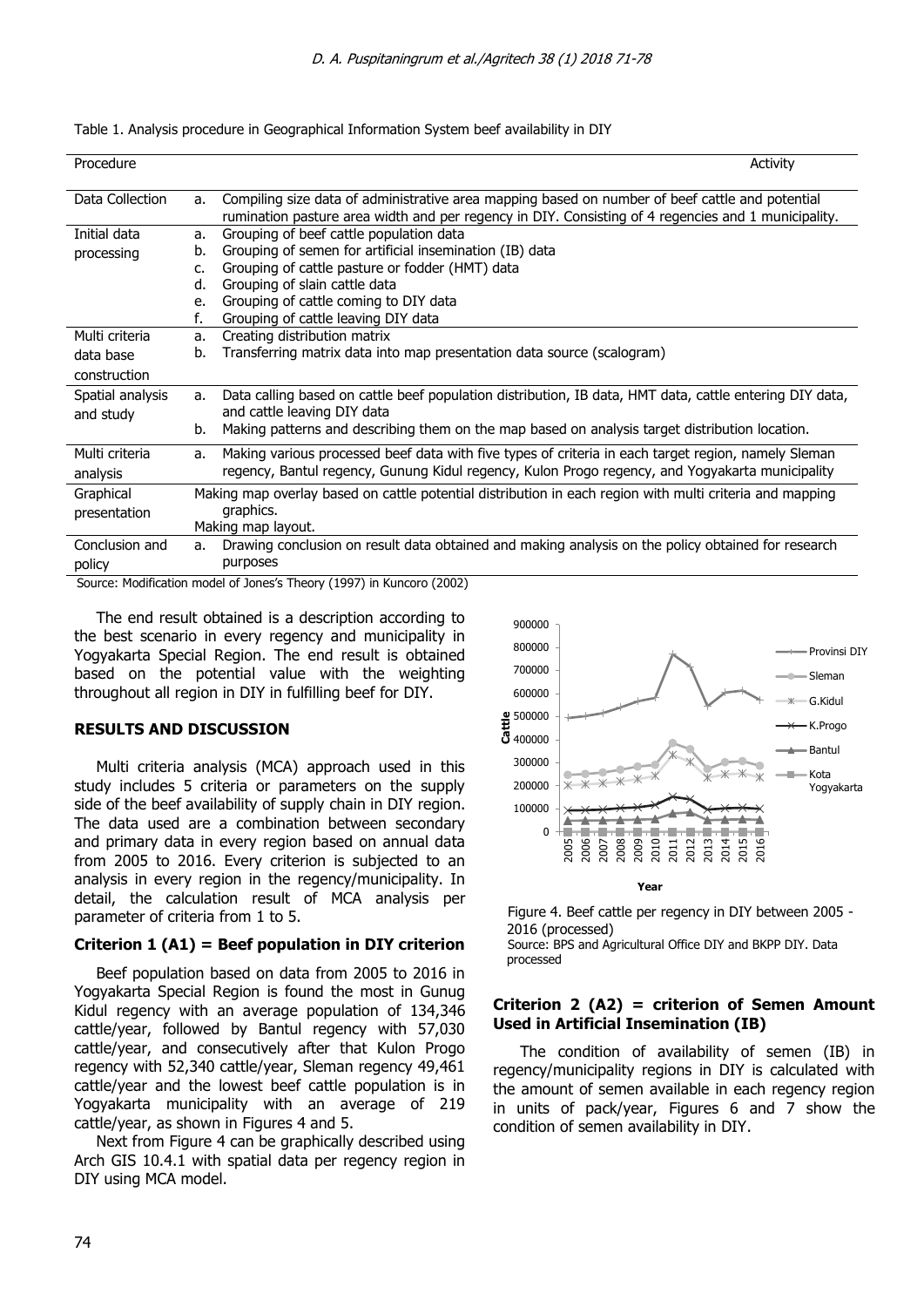Table 1. Analysis procedure in Geographical Information System beef availability in DIY

| Procedure | Activity |
|---|---|
| Data Collection | a. Compiling size data of administrative area mapping based on number of beef cattle and potential rumination pasture area width and per regency in DIY. Consisting of 4 regencies and 1 municipality. |
| Initial data processing | a. Grouping of beef cattle population data<br>b. Grouping of semen for artificial insemination (IB) data<br>c. Grouping of cattle pasture or fodder (HMT) data<br>d. Grouping of slain cattle data<br>e. Grouping of cattle coming to DIY data<br>f. Grouping of cattle leaving DIY data |
| Multi criteria data base construction | a. Creating distribution matrix<br>b. Transferring matrix data into map presentation data source (scalogram) |
| Spatial analysis and study | a. Data calling based on cattle beef population distribution, IB data, HMT data, cattle entering DIY data, and cattle leaving DIY data<br>b. Making patterns and describing them on the map based on analysis target distribution location. |
| Multi criteria analysis | a. Making various processed beef data with five types of criteria in each target region, namely Sleman regency, Bantul regency, Gunung Kidul regency, Kulon Progo regency, and Yogyakarta municipality |
| Graphical presentation | Making map overlay based on cattle potential distribution in each region with multi criteria and mapping graphics.<br>Making map layout. |
| Conclusion and policy | a. Drawing conclusion on result data obtained and making analysis on the policy obtained for research purposes |

Source: Modification model of Jones's Theory (1997) in Kuncoro (2002)

The end result obtained is a description according to the best scenario in every regency and municipality in Yogyakarta Special Region. The end result is obtained based on the potential value with the weighting throughout all region in DIY in fulfilling beef for DIY.

## RESULTS AND DISCUSSION

Multi criteria analysis (MCA) approach used in this study includes 5 criteria or parameters on the supply side of the beef availability of supply chain in DIY region. The data used are a combination between secondary and primary data in every region based on annual data from 2005 to 2016. Every criterion is subjected to an analysis in every region in the regency/municipality. In detail, the calculation result of MCA analysis per parameter of criteria from 1 to 5.

### Criterion 1 (A1) = Beef population in DIY criterion

Beef population based on data from 2005 to 2016 in Yogyakarta Special Region is found the most in Gunug Kidul regency with an average population of 134,346 cattle/year, followed by Bantul regency with 57,030 cattle/year, and consecutively after that Kulon Progo regency with 52,340 cattle/year, Sleman regency 49,461 cattle/year and the lowest beef cattle population is in Yogyakarta municipality with an average of 219 cattle/year, as shown in Figures 4 and 5.

Next from Figure 4 can be graphically described using Arch GIS 10.4.1 with spatial data per regency region in DIY using MCA model.

Figure 4. Beef cattle per regency in DIY between 2005 - 2016 (processed)
Source: BPS and Agricultural Office DIY and BKPP DIY. Data processed

### Criterion 2 (A2) = criterion of Semen Amount Used in Artificial Insemination (IB)

The condition of availability of semen (IB) in regency/municipality regions in DIY is calculated with the amount of semen available in each regency region in units of pack/year, Figures 6 and 7 show the condition of semen availability in DIY.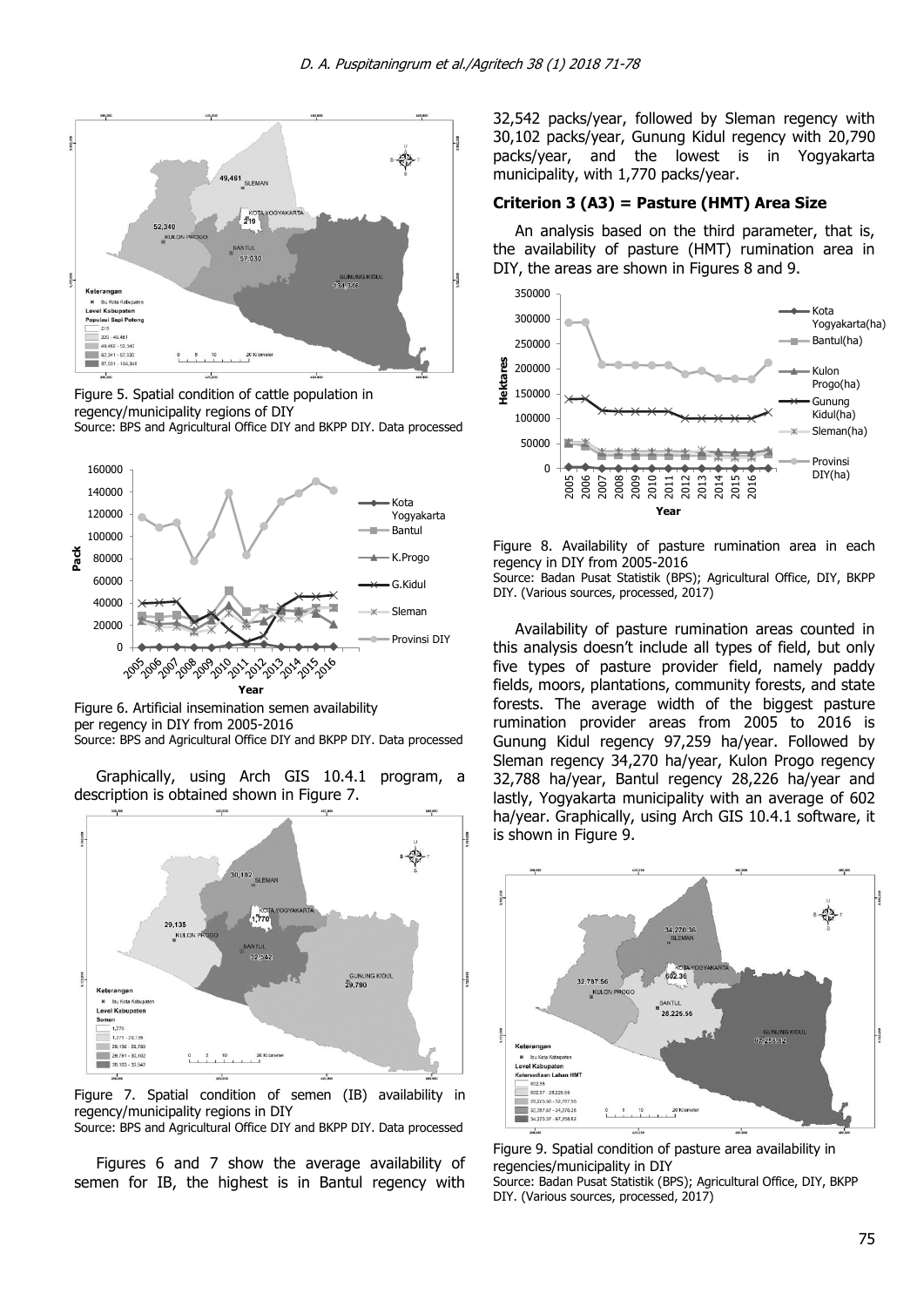Figure 5. Spatial condition of cattle population in regency/municipality regions of DIY
Source: BPS and Agricultural Office DIY and BKPP DIY. Data processed

Figure 6. Artificial insemination semen availability per regency in DIY from 2005-2016
Source: BPS and Agricultural Office DIY and BKPP DIY. Data processed

Graphically, using Arch GIS 10.4.1 program, a description is obtained shown in Figure 7.

Figure 7. Spatial condition of semen (IB) availability in regency/municipality regions in DIY
Source: BPS and Agricultural Office DIY and BKPP DIY. Data processed

Figures 6 and 7 show the average availability of semen for IB, the highest is in Bantul regency with 32,542 packs/year, followed by Sleman regency with 30,102 packs/year, Gunung Kidul regency with 20,790 packs/year, and the lowest is in Yogyakarta municipality, with 1,770 packs/year.

### Criterion 3 (A3) = Pasture (HMT) Area Size

An analysis based on the third parameter, that is, the availability of pasture (HMT) rumination area in DIY, the areas are shown in Figures 8 and 9.

Figure 8. Availability of pasture rumination area in each regency in DIY from 2005-2016
Source: Badan Pusat Statistik (BPS); Agricultural Office, DIY, BKPP DIY. (Various sources, processed, 2017)

Availability of pasture rumination areas counted in this analysis doesn't include all types of field, but only five types of pasture provider field, namely paddy fields, moors, plantations, community forests, and state forests. The average width of the biggest pasture rumination provider areas from 2005 to 2016 is Gunung Kidul regency 97,259 ha/year. Followed by Sleman regency 34,270 ha/year, Kulon Progo regency 32,788 ha/year, Bantul regency 28,226 ha/year and lastly, Yogyakarta municipality with an average of 602 ha/year. Graphically, using Arch GIS 10.4.1 software, it is shown in Figure 9.

Figure 9. Spatial condition of pasture area availability in regencies/municipality in DIY
Source: Badan Pusat Statistik (BPS); Agricultural Office, DIY, BKPP DIY. (Various sources, processed, 2017)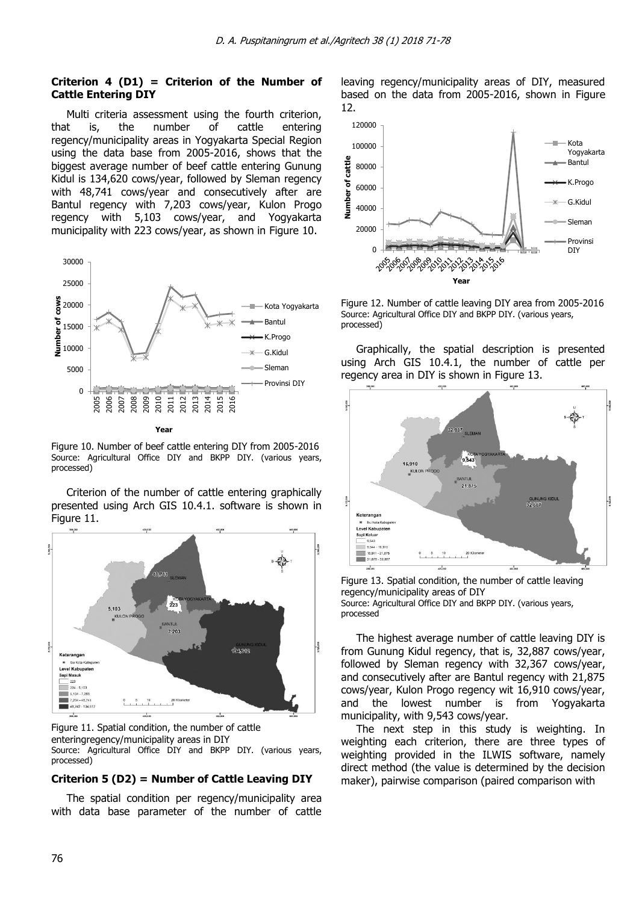### Criterion 4 (D1) = Criterion of the Number of Cattle Entering DIY

Multi criteria assessment using the fourth criterion, that is, the number of cattle entering regency/municipality areas in Yogyakarta Special Region using the data base from 2005-2016, shows that the biggest average number of beef cattle entering Gunung Kidul is 134,620 cows/year, followed by Sleman regency with 48,741 cows/year and consecutively after are Bantul regency with 7,203 cows/year, Kulon Progo regency with 5,103 cows/year, and Yogyakarta municipality with 223 cows/year, as shown in Figure 10.

Figure 10. Number of beef cattle entering DIY from 2005-2016
Source: Agricultural Office DIY and BKPP DIY. (various years, processed)

Criterion of the number of cattle entering graphically presented using Arch GIS 10.4.1. software is shown in Figure 11.

Figure 11. Spatial condition, the number of cattle enteringregency/municipality areas in DIY
Source: Agricultural Office DIY and BKPP DIY. (various years, processed)

### Criterion 5 (D2) = Number of Cattle Leaving DIY

The spatial condition per regency/municipality area with data base parameter of the number of cattle leaving regency/municipality areas of DIY, measured based on the data from 2005-2016, shown in Figure 12.

Figure 12. Number of cattle leaving DIY area from 2005-2016
Source: Agricultural Office DIY and BKPP DIY. (various years, processed)

Graphically, the spatial description is presented using Arch GIS 10.4.1, the number of cattle per regency area in DIY is shown in Figure 13.

Figure 13. Spatial condition, the number of cattle leaving regency/municipality areas of DIY
Source: Agricultural Office DIY and BKPP DIY. (various years, processed

The highest average number of cattle leaving DIY is from Gunung Kidul regency, that is, 32,887 cows/year, followed by Sleman regency with 32,367 cows/year, and consecutively after are Bantul regency with 21,875 cows/year, Kulon Progo regency wit 16,910 cows/year, and the lowest number is from Yogyakarta municipality, with 9,543 cows/year.

The next step in this study is weighting. In weighting each criterion, there are three types of weighting provided in the ILWIS software, namely direct method (the value is determined by the decision maker), pairwise comparison (paired comparison with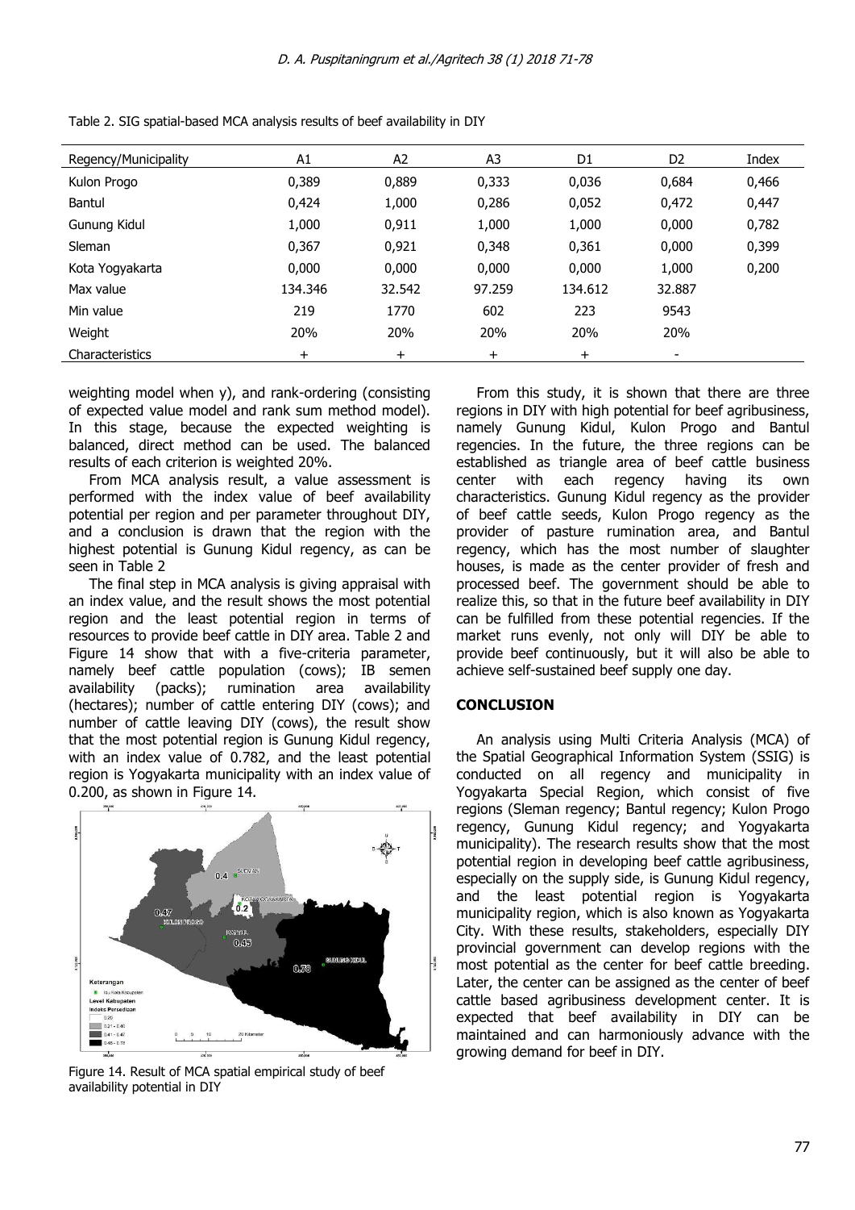Table 2. SIG spatial-based MCA analysis results of beef availability in DIY

| Regency/Municipality | A1 | A2 | A3 | D1 | D2 | Index |
|---|---|---|---|---|---|---|
| Kulon Progo | 0,389 | 0,889 | 0,333 | 0,036 | 0,684 | 0,466 |
| Bantul | 0,424 | 1,000 | 0,286 | 0,052 | 0,472 | 0,447 |
| Gunung Kidul | 1,000 | 0,911 | 1,000 | 1,000 | 0,000 | 0,782 |
| Sleman | 0,367 | 0,921 | 0,348 | 0,361 | 0,000 | 0,399 |
| Kota Yogyakarta | 0,000 | 0,000 | 0,000 | 0,000 | 1,000 | 0,200 |
| Max value | 134.346 | 32.542 | 97.259 | 134.612 | 32.887 | |
| Min value | 219 | 1770 | 602 | 223 | 9543 | |
| Weight | 20% | 20% | 20% | 20% | 20% | |
| Characteristics | + | + | + | + | - | |

weighting model when y), and rank-ordering (consisting of expected value model and rank sum method model). In this stage, because the expected weighting is balanced, direct method can be used. The balanced results of each criterion is weighted 20%.

From MCA analysis result, a value assessment is performed with the index value of beef availability potential per region and per parameter throughout DIY, and a conclusion is drawn that the region with the highest potential is Gunung Kidul regency, as can be seen in Table 2

The final step in MCA analysis is giving appraisal with an index value, and the result shows the most potential region and the least potential region in terms of resources to provide beef cattle in DIY area. Table 2 and Figure 14 show that with a five-criteria parameter, namely beef cattle population (cows); IB semen availability (packs); rumination area availability (hectares); number of cattle entering DIY (cows); and number of cattle leaving DIY (cows), the result show that the most potential region is Gunung Kidul regency, with an index value of 0.782, and the least potential region is Yogyakarta municipality with an index value of 0.200, as shown in Figure 14.

Figure 14. Result of MCA spatial empirical study of beef availability potential in DIY

From this study, it is shown that there are three regions in DIY with high potential for beef agribusiness, namely Gunung Kidul, Kulon Progo and Bantul regencies. In the future, the three regions can be established as triangle area of beef cattle business center with each regency having its own characteristics. Gunung Kidul regency as the provider of beef cattle seeds, Kulon Progo regency as the provider of pasture rumination area, and Bantul regency, which has the most number of slaughter houses, is made as the center provider of fresh and processed beef. The government should be able to realize this, so that in the future beef availability in DIY can be fulfilled from these potential regencies. If the market runs evenly, not only will DIY be able to provide beef continuously, but it will also be able to achieve self-sustained beef supply one day.

## CONCLUSION

An analysis using Multi Criteria Analysis (MCA) of the Spatial Geographical Information System (SSIG) is conducted on all regency and municipality in Yogyakarta Special Region, which consist of five regions (Sleman regency; Bantul regency; Kulon Progo regency, Gunung Kidul regency; and Yogyakarta municipality). The research results show that the most potential region in developing beef cattle agribusiness, especially on the supply side, is Gunung Kidul regency, and the least potential region is Yogyakarta municipality region, which is also known as Yogyakarta City. With these results, stakeholders, especially DIY provincial government can develop regions with the most potential as the center for beef cattle breeding. Later, the center can be assigned as the center of beef cattle based agribusiness development center. It is expected that beef availability in DIY can be maintained and can harmoniously advance with the growing demand for beef in DIY.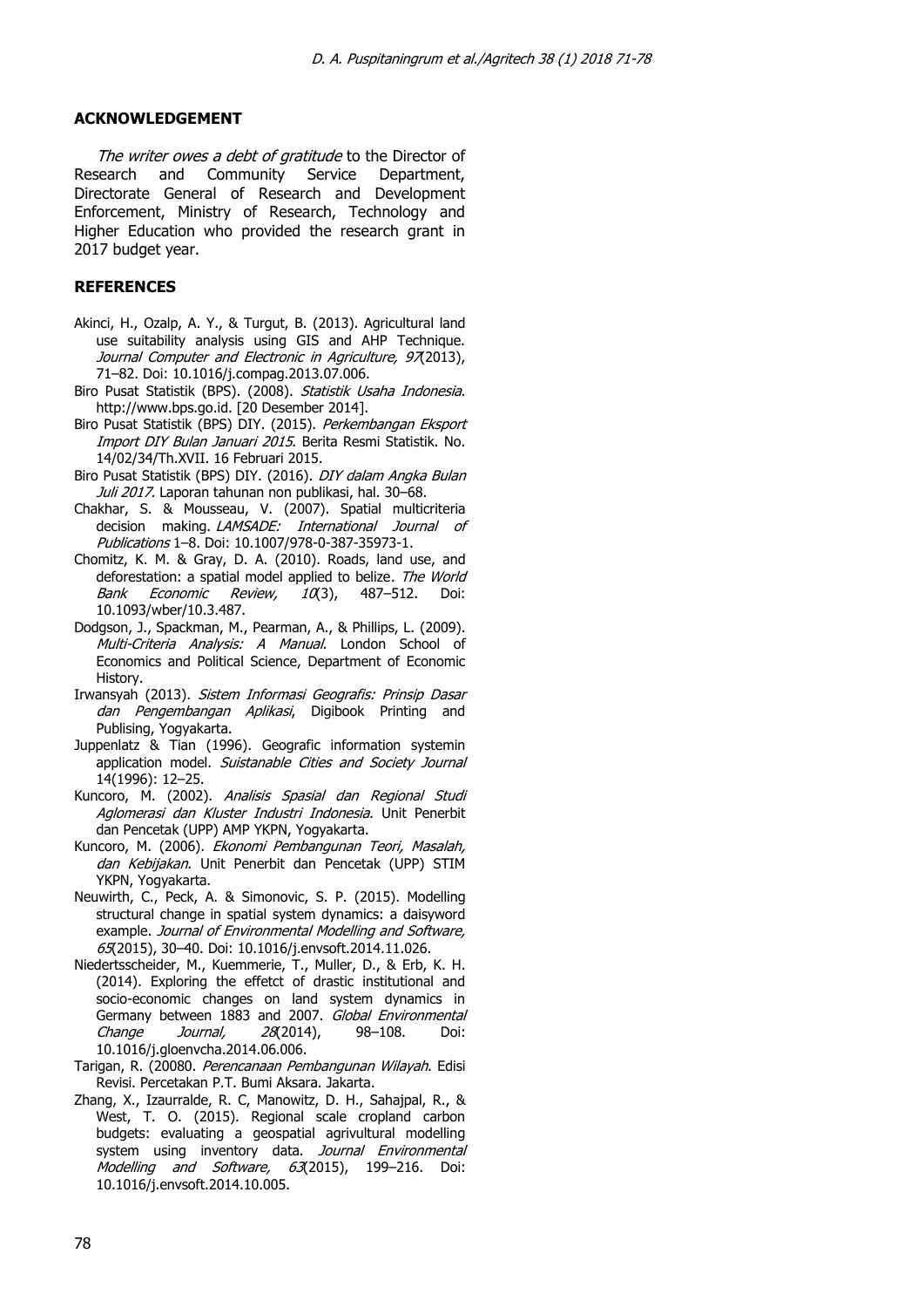## ACKNOWLEDGEMENT

*The writer owes a debt of gratitude* to the Director of Research and Community Service Department, Directorate General of Research and Development Enforcement, Ministry of Research, Technology and Higher Education who provided the research grant in 2017 budget year.

## REFERENCES

Akinci, H., Ozalp, A. Y., & Turgut, B. (2013). Agricultural land use suitability analysis using GIS and AHP Technique. *Journal Computer and Electronic in Agriculture, 97*(2013), 71–82. Doi: 10.1016/j.compag.2013.07.006.

Biro Pusat Statistik (BPS). (2008). *Statistik Usaha Indonesia*. http://www.bps.go.id. [20 Desember 2014].

Biro Pusat Statistik (BPS) DIY. (2015). *Perkembangan Eksport Import DIY Bulan Januari 2015*. Berita Resmi Statistik. No. 14/02/34/Th.XVII. 16 Februari 2015.

Biro Pusat Statistik (BPS) DIY. (2016). *DIY dalam Angka Bulan Juli 2017*. Laporan tahunan non publikasi, hal. 30–68.

Chakhar, S. & Mousseau, V. (2007). Spatial multicriteria decision making. *LAMSADE: International Journal of Publications* 1–8. Doi: 10.1007/978-0-387-35973-1.

Chomitz, K. M. & Gray, D. A. (2010). Roads, land use, and deforestation: a spatial model applied to belize. *The World Bank Economic Review, 10*(3), 487–512. Doi: 10.1093/wber/10.3.487.

Dodgson, J., Spackman, M., Pearman, A., & Phillips, L. (2009). *Multi-Criteria Analysis: A Manual*. London School of Economics and Political Science, Department of Economic History.

Irwansyah (2013). *Sistem Informasi Geografis: Prinsip Dasar dan Pengembangan Aplikasi*, Digibook Printing and Publising, Yogyakarta.

Juppenlatz & Tian (1996). Geografic information systemin application model. *Suistanable Cities and Society Journal* 14(1996): 12–25.

Kuncoro, M. (2002). *Analisis Spasial dan Regional Studi Aglomerasi dan Kluster Industri Indonesia.* Unit Penerbit dan Pencetak (UPP) AMP YKPN, Yogyakarta.

Kuncoro, M. (2006). *Ekonomi Pembangunan Teori, Masalah, dan Kebijakan*. Unit Penerbit dan Pencetak (UPP) STIM YKPN, Yogyakarta.

Neuwirth, C., Peck, A. & Simonovic, S. P. (2015). Modelling structural change in spatial system dynamics: a daisyword example. *Journal of Environmental Modelling and Software, 65*(2015), 30–40. Doi: 10.1016/j.envsoft.2014.11.026.

Niedertsscheider, M., Kuemmerie, T., Muller, D., & Erb, K. H. (2014). Exploring the effetct of drastic institutional and socio-economic changes on land system dynamics in Germany between 1883 and 2007. *Global Environmental Change Journal, 28*(2014), 98–108. Doi: 10.1016/j.gloenvcha.2014.06.006.

Tarigan, R. (20080. *Perencanaan Pembangunan Wilayah*. Edisi Revisi. Percetakan P.T. Bumi Aksara. Jakarta.

Zhang, X., Izaurralde, R. C, Manowitz, D. H., Sahajpal, R., & West, T. O. (2015). Regional scale cropland carbon budgets: evaluating a geospatial agrivultural modelling system using inventory data. *Journal Environmental Modelling and Software, 63*(2015), 199–216. Doi: 10.1016/j.envsoft.2014.10.005.